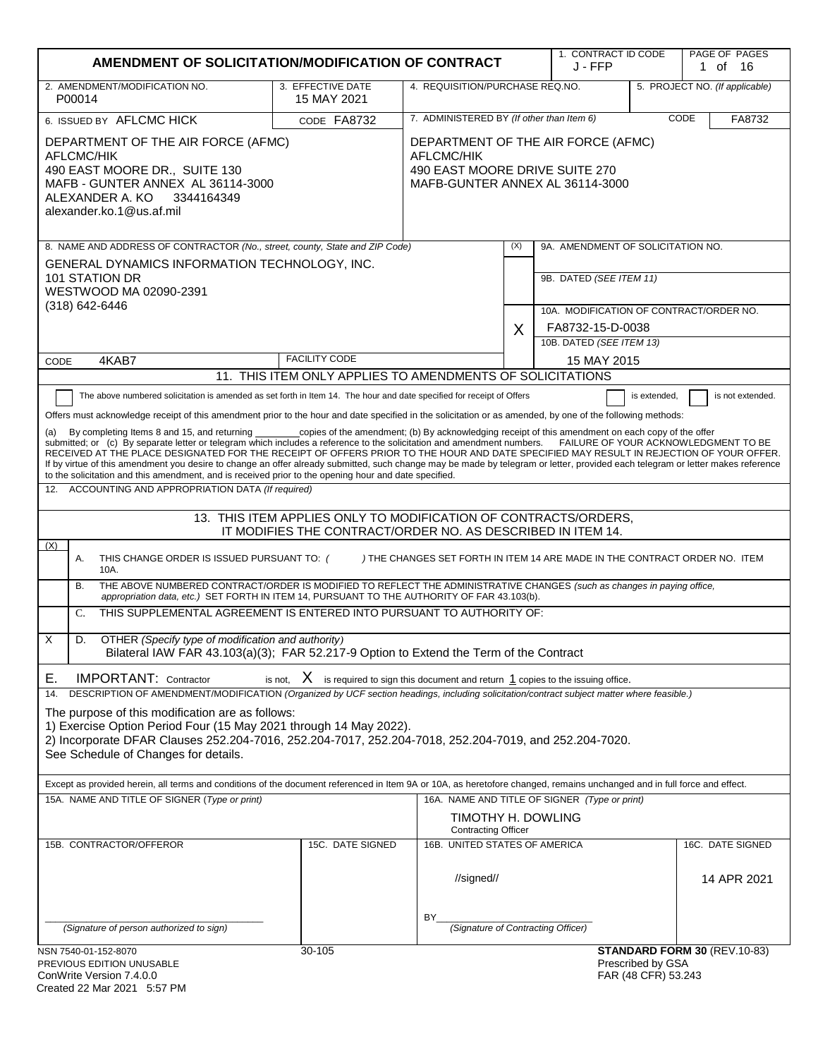# AMENDMENT OF SOLICITATION/MODIFICATION OF CONTRACT

| | |
|---|---|
| 1. CONTRACT ID CODE | J - FFP |
| PAGE OF PAGES | 1 of 16 |
| 2. AMENDMENT/MODIFICATION NO. | P00014 |
| 3. EFFECTIVE DATE | 15 MAY 2021 |
| 4. REQUISITION/PURCHASE REQ.NO. | |
| 5. PROJECT NO. (If applicable) | |
| 6. ISSUED BY AFLCMC HICK | CODE FA8732 |
| 7. ADMINISTERED BY (If other than Item 6) | CODE FA8732 |

**6. ISSUED BY:**
DEPARTMENT OF THE AIR FORCE (AFMC)
AFLCMC/HIK
490 EAST MOORE DR., SUITE 130
MAFB - GUNTER ANNEX AL 36114-3000
ALEXANDER A. KO 3344164349
alexander.ko.1@us.af.mil

**7. ADMINISTERED BY:**
DEPARTMENT OF THE AIR FORCE (AFMC)
AFLCMC/HIK
490 EAST MOORE DRIVE SUITE 270
MAFB-GUNTER ANNEX AL 36114-3000

**8. NAME AND ADDRESS OF CONTRACTOR** (No., street, county, State and ZIP Code)
GENERAL DYNAMICS INFORMATION TECHNOLOGY, INC.
101 STATION DR
WESTWOOD MA 02090-2391
(318) 642-6446

CODE 4KAB7 FACILITY CODE

| (X) | |
|---|---|
| | 9A. AMENDMENT OF SOLICITATION NO. |
| | 9B. DATED (SEE ITEM 11) |
| X | 10A. MODIFICATION OF CONTRACT/ORDER NO. FA8732-15-D-0038 |
| | 10B. DATED (SEE ITEM 13) 15 MAY 2015 |

## 11. THIS ITEM ONLY APPLIES TO AMENDMENTS OF SOLICITATIONS

☐ The above numbered solicitation is amended as set forth in Item 14. The hour and date specified for receipt of Offers ☐ is extended, ☐ is not extended.

Offers must acknowledge receipt of this amendment prior to the hour and date specified in the solicitation or as amended, by one of the following methods:

(a) By completing Items 8 and 15, and returning ________copies of the amendment; (b) By acknowledging receipt of this amendment on each copy of the offer submitted; or (c) By separate letter or telegram which includes a reference to the solicitation and amendment numbers. FAILURE OF YOUR ACKNOWLEDGMENT TO BE RECEIVED AT THE PLACE DESIGNATED FOR THE RECEIPT OF OFFERS PRIOR TO THE HOUR AND DATE SPECIFIED MAY RESULT IN REJECTION OF YOUR OFFER. If by virtue of this amendment you desire to change an offer already submitted, such change may be made by telegram or letter, provided each telegram or letter makes reference to the solicitation and this amendment, and is received prior to the opening hour and date specified.

12. ACCOUNTING AND APPROPRIATION DATA (If required)

## 13. THIS ITEM APPLIES ONLY TO MODIFICATION OF CONTRACTS/ORDERS, IT MODIFIES THE CONTRACT/ORDER NO. AS DESCRIBED IN ITEM 14.

| (X) | | |
|---|---|---|
| | A. | THIS CHANGE ORDER IS ISSUED PURSUANT TO: ( ) THE CHANGES SET FORTH IN ITEM 14 ARE MADE IN THE CONTRACT ORDER NO. ITEM 10A. |
| | B. | THE ABOVE NUMBERED CONTRACT/ORDER IS MODIFIED TO REFLECT THE ADMINISTRATIVE CHANGES (such as changes in paying office, appropriation data, etc.) SET FORTH IN ITEM 14, PURSUANT TO THE AUTHORITY OF FAR 43.103(b). |
| | C. | THIS SUPPLEMENTAL AGREEMENT IS ENTERED INTO PURSUANT TO AUTHORITY OF: |
| X | D. | OTHER (Specify type of modification and authority) Bilateral IAW FAR 43.103(a)(3); FAR 52.217-9 Option to Extend the Term of the Contract |

E. IMPORTANT: Contractor is not, X is required to sign this document and return 1 copies to the issuing office.

14. DESCRIPTION OF AMENDMENT/MODIFICATION (Organized by UCF section headings, including solicitation/contract subject matter where feasible.)

The purpose of this modification are as follows:
1) Exercise Option Period Four (15 May 2021 through 14 May 2022).
2) Incorporate DFAR Clauses 252.204-7016, 252.204-7017, 252.204-7018, 252.204-7019, and 252.204-7020.
See Schedule of Changes for details.

Except as provided herein, all terms and conditions of the document referenced in Item 9A or 10A, as heretofore changed, remains unchanged and in full force and effect.

| 15A. NAME AND TITLE OF SIGNER (Type or print) | | 16A. NAME AND TITLE OF SIGNER (Type or print) | |
|---|---|---|---|
| | | TIMOTHY H. DOWLING, Contracting Officer | |
| 15B. CONTRACTOR/OFFEROR | 15C. DATE SIGNED | 16B. UNITED STATES OF AMERICA | 16C. DATE SIGNED |
| (Signature of person authorized to sign) | | //signed// BY (Signature of Contracting Officer) | 14 APR 2021 |

NSN 7540-01-152-8070 30-105 **STANDARD FORM 30** (REV.10-83)
PREVIOUS EDITION UNUSABLE Prescribed by GSA
ConWrite Version 7.4.0.0 FAR (48 CFR) 53.243
Created 22 Mar 2021 5:57 PM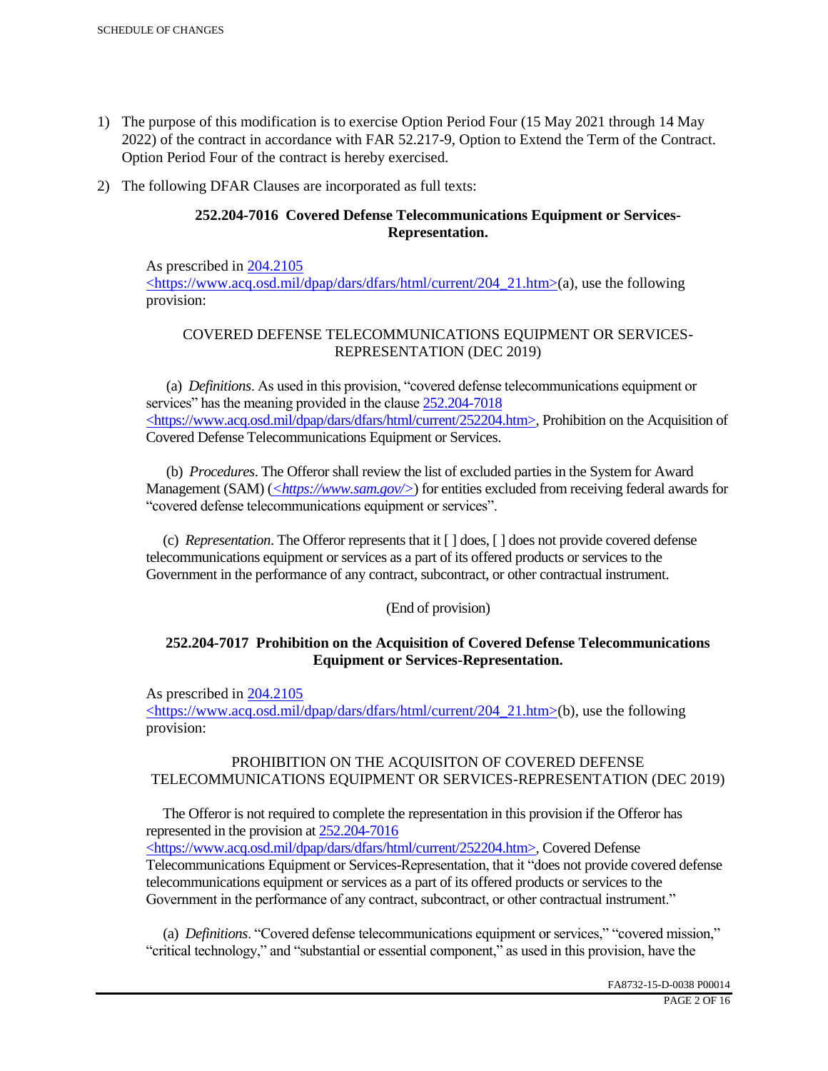1) The purpose of this modification is to exercise Option Period Four (15 May 2021 through 14 May 2022) of the contract in accordance with FAR 52.217-9, Option to Extend the Term of the Contract. Option Period Four of the contract is hereby exercised.

2) The following DFAR Clauses are incorporated as full texts:

**252.204-7016 Covered Defense Telecommunications Equipment or Services-Representation.**

As prescribed in 204.2105 <https://www.acq.osd.mil/dpap/dars/dfars/html/current/204_21.htm>(a), use the following provision:

COVERED DEFENSE TELECOMMUNICATIONS EQUIPMENT OR SERVICES-REPRESENTATION (DEC 2019)

(a) *Definitions*. As used in this provision, "covered defense telecommunications equipment or services" has the meaning provided in the clause 252.204-7018 <https://www.acq.osd.mil/dpap/dars/dfars/html/current/252204.htm>, Prohibition on the Acquisition of Covered Defense Telecommunications Equipment or Services.

(b) *Procedures*. The Offeror shall review the list of excluded parties in the System for Award Management (SAM) (*<https://www.sam.gov/>*) for entities excluded from receiving federal awards for "covered defense telecommunications equipment or services".

(c) *Representation*. The Offeror represents that it [ ] does, [ ] does not provide covered defense telecommunications equipment or services as a part of its offered products or services to the Government in the performance of any contract, subcontract, or other contractual instrument.

(End of provision)

**252.204-7017 Prohibition on the Acquisition of Covered Defense Telecommunications Equipment or Services-Representation.**

As prescribed in 204.2105 <https://www.acq.osd.mil/dpap/dars/dfars/html/current/204_21.htm>(b), use the following provision:

PROHIBITION ON THE ACQUISITON OF COVERED DEFENSE TELECOMMUNICATIONS EQUIPMENT OR SERVICES-REPRESENTATION (DEC 2019)

The Offeror is not required to complete the representation in this provision if the Offeror has represented in the provision at 252.204-7016 <https://www.acq.osd.mil/dpap/dars/dfars/html/current/252204.htm>, Covered Defense Telecommunications Equipment or Services-Representation, that it "does not provide covered defense telecommunications equipment or services as a part of its offered products or services to the Government in the performance of any contract, subcontract, or other contractual instrument."

(a) *Definitions*. "Covered defense telecommunications equipment or services," "covered mission," "critical technology," and "substantial or essential component," as used in this provision, have the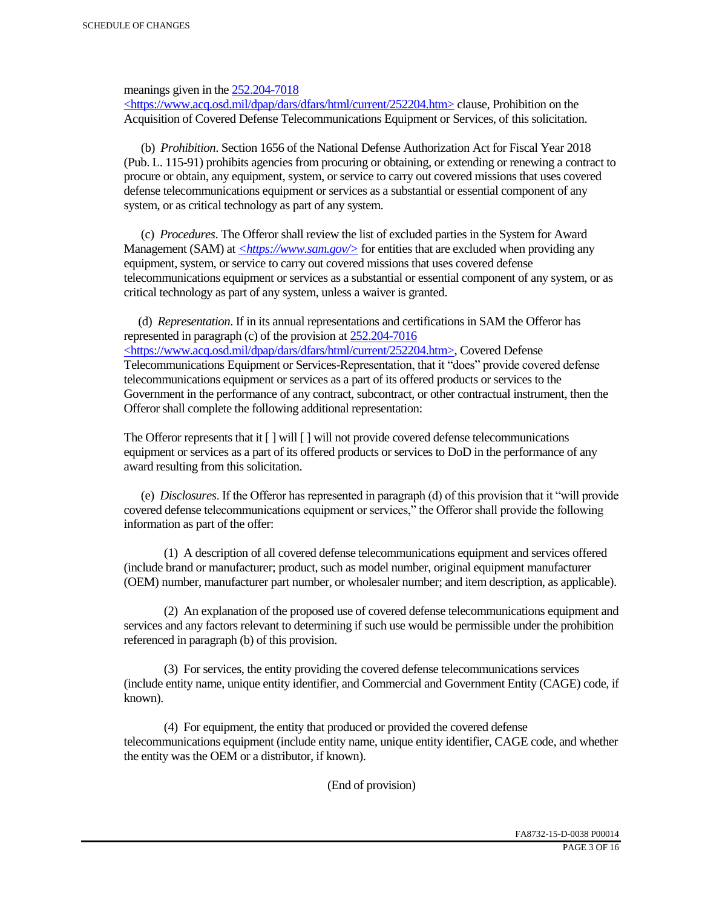meanings given in the 252.204-7018 <https://www.acq.osd.mil/dpap/dars/dfars/html/current/252204.htm> clause, Prohibition on the Acquisition of Covered Defense Telecommunications Equipment or Services, of this solicitation.

(b) *Prohibition*. Section 1656 of the National Defense Authorization Act for Fiscal Year 2018 (Pub. L. 115-91) prohibits agencies from procuring or obtaining, or extending or renewing a contract to procure or obtain, any equipment, system, or service to carry out covered missions that uses covered defense telecommunications equipment or services as a substantial or essential component of any system, or as critical technology as part of any system.

(c) *Procedures*. The Offeror shall review the list of excluded parties in the System for Award Management (SAM) at *<https://www.sam.gov/>* for entities that are excluded when providing any equipment, system, or service to carry out covered missions that uses covered defense telecommunications equipment or services as a substantial or essential component of any system, or as critical technology as part of any system, unless a waiver is granted.

(d) *Representation*. If in its annual representations and certifications in SAM the Offeror has represented in paragraph (c) of the provision at 252.204-7016 <https://www.acq.osd.mil/dpap/dars/dfars/html/current/252204.htm>, Covered Defense Telecommunications Equipment or Services-Representation, that it "does" provide covered defense telecommunications equipment or services as a part of its offered products or services to the Government in the performance of any contract, subcontract, or other contractual instrument, then the Offeror shall complete the following additional representation:

The Offeror represents that it [ ] will [ ] will not provide covered defense telecommunications equipment or services as a part of its offered products or services to DoD in the performance of any award resulting from this solicitation.

(e) *Disclosures*. If the Offeror has represented in paragraph (d) of this provision that it "will provide covered defense telecommunications equipment or services," the Offeror shall provide the following information as part of the offer:

(1) A description of all covered defense telecommunications equipment and services offered (include brand or manufacturer; product, such as model number, original equipment manufacturer (OEM) number, manufacturer part number, or wholesaler number; and item description, as applicable).

(2) An explanation of the proposed use of covered defense telecommunications equipment and services and any factors relevant to determining if such use would be permissible under the prohibition referenced in paragraph (b) of this provision.

(3) For services, the entity providing the covered defense telecommunications services (include entity name, unique entity identifier, and Commercial and Government Entity (CAGE) code, if known).

(4) For equipment, the entity that produced or provided the covered defense telecommunications equipment (include entity name, unique entity identifier, CAGE code, and whether the entity was the OEM or a distributor, if known).

(End of provision)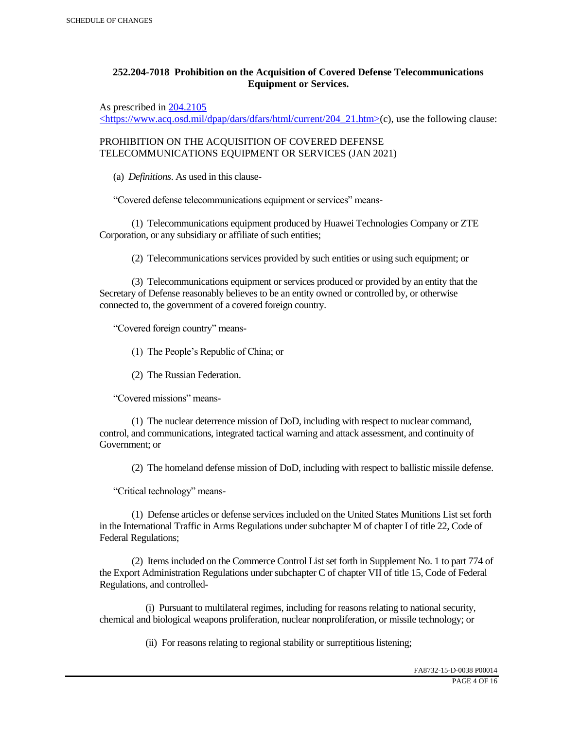**252.204-7018 Prohibition on the Acquisition of Covered Defense Telecommunications Equipment or Services.**

As prescribed in [204.2105](https://www.acq.osd.mil/dpap/dars/dfars/html/current/204_21.htm) <https://www.acq.osd.mil/dpap/dars/dfars/html/current/204_21.htm>(c), use the following clause:

PROHIBITION ON THE ACQUISITION OF COVERED DEFENSE TELECOMMUNICATIONS EQUIPMENT OR SERVICES (JAN 2021)

(a) *Definitions*. As used in this clause-

"Covered defense telecommunications equipment or services" means-

(1) Telecommunications equipment produced by Huawei Technologies Company or ZTE Corporation, or any subsidiary or affiliate of such entities;

(2) Telecommunications services provided by such entities or using such equipment; or

(3) Telecommunications equipment or services produced or provided by an entity that the Secretary of Defense reasonably believes to be an entity owned or controlled by, or otherwise connected to, the government of a covered foreign country.

"Covered foreign country" means-

(1) The People's Republic of China; or

(2) The Russian Federation.

"Covered missions" means-

(1) The nuclear deterrence mission of DoD, including with respect to nuclear command, control, and communications, integrated tactical warning and attack assessment, and continuity of Government; or

(2) The homeland defense mission of DoD, including with respect to ballistic missile defense.

"Critical technology" means-

(1) Defense articles or defense services included on the United States Munitions List set forth in the International Traffic in Arms Regulations under subchapter M of chapter I of title 22, Code of Federal Regulations;

(2) Items included on the Commerce Control List set forth in Supplement No. 1 to part 774 of the Export Administration Regulations under subchapter C of chapter VII of title 15, Code of Federal Regulations, and controlled-

(i) Pursuant to multilateral regimes, including for reasons relating to national security, chemical and biological weapons proliferation, nuclear nonproliferation, or missile technology; or

(ii) For reasons relating to regional stability or surreptitious listening;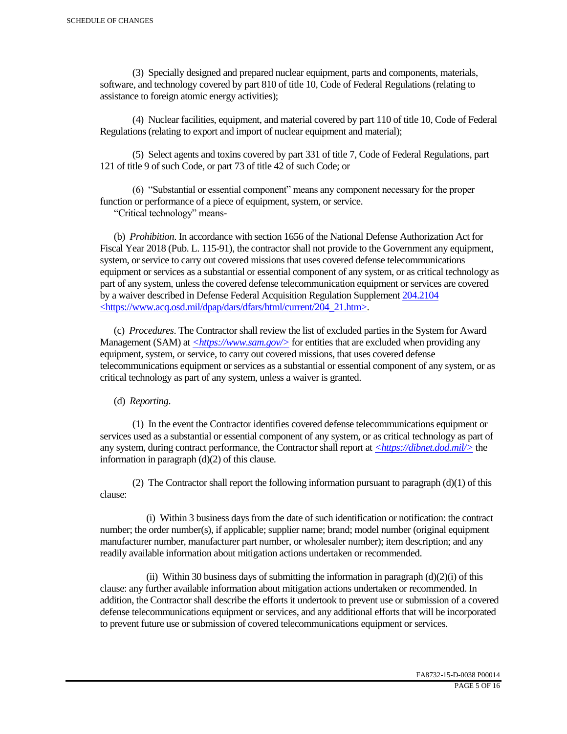(3) Specially designed and prepared nuclear equipment, parts and components, materials, software, and technology covered by part 810 of title 10, Code of Federal Regulations (relating to assistance to foreign atomic energy activities);

(4) Nuclear facilities, equipment, and material covered by part 110 of title 10, Code of Federal Regulations (relating to export and import of nuclear equipment and material);

(5) Select agents and toxins covered by part 331 of title 7, Code of Federal Regulations, part 121 of title 9 of such Code, or part 73 of title 42 of such Code; or

(6) "Substantial or essential component" means any component necessary for the proper function or performance of a piece of equipment, system, or service.

"Critical technology" means-

(b) *Prohibition*. In accordance with section 1656 of the National Defense Authorization Act for Fiscal Year 2018 (Pub. L. 115-91), the contractor shall not provide to the Government any equipment, system, or service to carry out covered missions that uses covered defense telecommunications equipment or services as a substantial or essential component of any system, or as critical technology as part of any system, unless the covered defense telecommunication equipment or services are covered by a waiver described in Defense Federal Acquisition Regulation Supplement [204.2104](https://www.acq.osd.mil/dpap/dars/dfars/html/current/204_21.htm) <https://www.acq.osd.mil/dpap/dars/dfars/html/current/204_21.htm>.

(c) *Procedures*. The Contractor shall review the list of excluded parties in the System for Award Management (SAM) at *<https://www.sam.gov/>* for entities that are excluded when providing any equipment, system, or service, to carry out covered missions, that uses covered defense telecommunications equipment or services as a substantial or essential component of any system, or as critical technology as part of any system, unless a waiver is granted.

(d) *Reporting*.

(1) In the event the Contractor identifies covered defense telecommunications equipment or services used as a substantial or essential component of any system, or as critical technology as part of any system, during contract performance, the Contractor shall report at *<https://dibnet.dod.mil/>* the information in paragraph (d)(2) of this clause.

(2) The Contractor shall report the following information pursuant to paragraph (d)(1) of this clause:

(i) Within 3 business days from the date of such identification or notification: the contract number; the order number(s), if applicable; supplier name; brand; model number (original equipment manufacturer number, manufacturer part number, or wholesaler number); item description; and any readily available information about mitigation actions undertaken or recommended.

(ii) Within 30 business days of submitting the information in paragraph (d)(2)(i) of this clause: any further available information about mitigation actions undertaken or recommended. In addition, the Contractor shall describe the efforts it undertook to prevent use or submission of a covered defense telecommunications equipment or services, and any additional efforts that will be incorporated to prevent future use or submission of covered telecommunications equipment or services.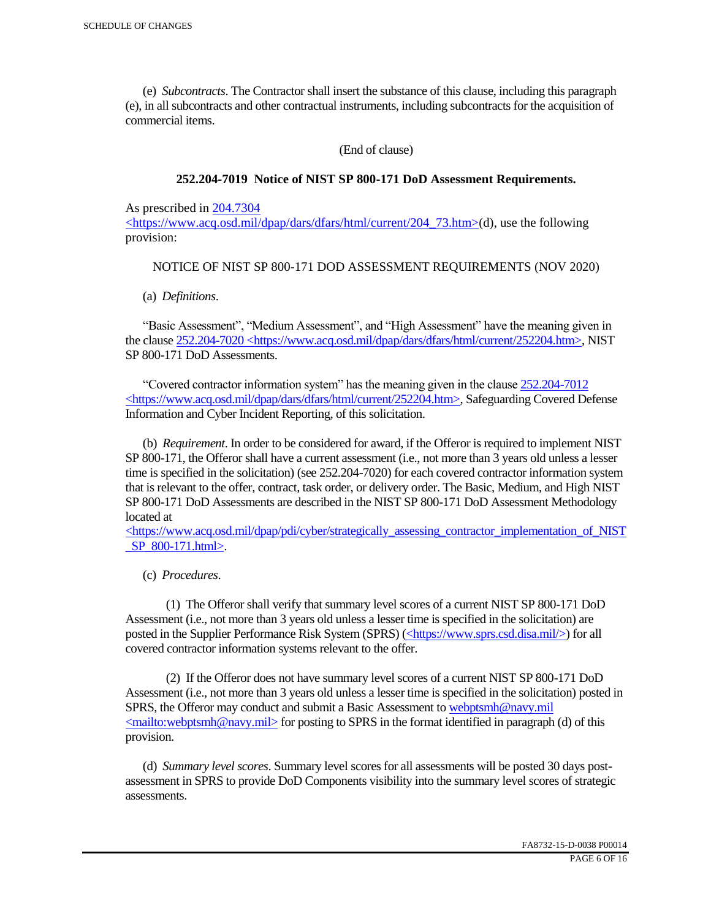(e) *Subcontracts*. The Contractor shall insert the substance of this clause, including this paragraph (e), in all subcontracts and other contractual instruments, including subcontracts for the acquisition of commercial items.

(End of clause)

### 252.204-7019 Notice of NIST SP 800-171 DoD Assessment Requirements.

As prescribed in 204.7304 <https://www.acq.osd.mil/dpap/dars/dfars/html/current/204_73.htm>(d), use the following provision:

NOTICE OF NIST SP 800-171 DOD ASSESSMENT REQUIREMENTS (NOV 2020)

(a) *Definitions*.

"Basic Assessment", "Medium Assessment", and "High Assessment" have the meaning given in the clause 252.204-7020 <https://www.acq.osd.mil/dpap/dars/dfars/html/current/252204.htm>, NIST SP 800-171 DoD Assessments.

"Covered contractor information system" has the meaning given in the clause 252.204-7012 <https://www.acq.osd.mil/dpap/dars/dfars/html/current/252204.htm>, Safeguarding Covered Defense Information and Cyber Incident Reporting, of this solicitation.

(b) *Requirement*. In order to be considered for award, if the Offeror is required to implement NIST SP 800-171, the Offeror shall have a current assessment (i.e., not more than 3 years old unless a lesser time is specified in the solicitation) (see 252.204-7020) for each covered contractor information system that is relevant to the offer, contract, task order, or delivery order. The Basic, Medium, and High NIST SP 800-171 DoD Assessments are described in the NIST SP 800-171 DoD Assessment Methodology located at <https://www.acq.osd.mil/dpap/pdi/cyber/strategically_assessing_contractor_implementation_of_NIST_SP_800-171.html>.

(c) *Procedures*.

(1) The Offeror shall verify that summary level scores of a current NIST SP 800-171 DoD Assessment (i.e., not more than 3 years old unless a lesser time is specified in the solicitation) are posted in the Supplier Performance Risk System (SPRS) (<https://www.sprs.csd.disa.mil/>) for all covered contractor information systems relevant to the offer.

(2) If the Offeror does not have summary level scores of a current NIST SP 800-171 DoD Assessment (i.e., not more than 3 years old unless a lesser time is specified in the solicitation) posted in SPRS, the Offeror may conduct and submit a Basic Assessment to webptsmh@navy.mil <mailto:webptsmh@navy.mil> for posting to SPRS in the format identified in paragraph (d) of this provision.

(d) *Summary level scores*. Summary level scores for all assessments will be posted 30 days post-assessment in SPRS to provide DoD Components visibility into the summary level scores of strategic assessments.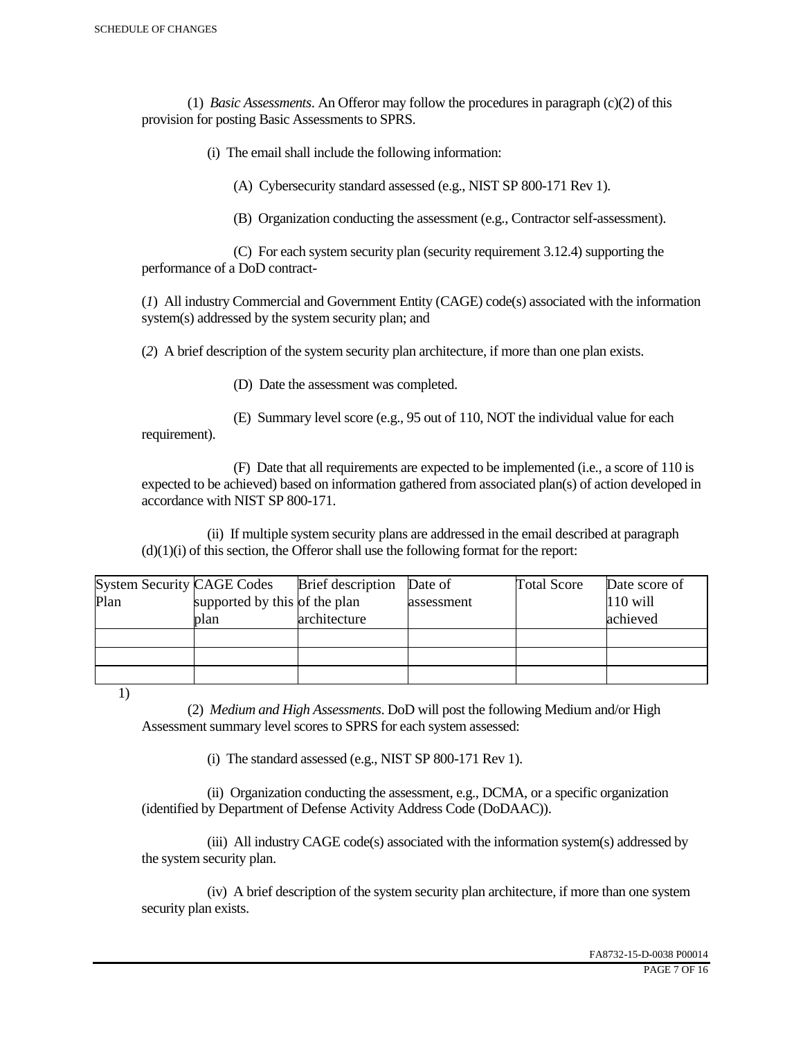(1) *Basic Assessments*. An Offeror may follow the procedures in paragraph (c)(2) of this provision for posting Basic Assessments to SPRS.

(i) The email shall include the following information:

(A) Cybersecurity standard assessed (e.g., NIST SP 800-171 Rev 1).

(B) Organization conducting the assessment (e.g., Contractor self-assessment).

(C) For each system security plan (security requirement 3.12.4) supporting the performance of a DoD contract-

(*1*) All industry Commercial and Government Entity (CAGE) code(s) associated with the information system(s) addressed by the system security plan; and

(*2*) A brief description of the system security plan architecture, if more than one plan exists.

(D) Date the assessment was completed.

(E) Summary level score (e.g., 95 out of 110, NOT the individual value for each requirement).

(F) Date that all requirements are expected to be implemented (i.e., a score of 110 is expected to be achieved) based on information gathered from associated plan(s) of action developed in accordance with NIST SP 800-171.

(ii) If multiple system security plans are addressed in the email described at paragraph (d)(1)(i) of this section, the Offeror shall use the following format for the report:

| System Security Plan | CAGE Codes supported by this plan | Brief description of the plan architecture | Date of assessment | Total Score | Date score of 110 will achieved |
|---|---|---|---|---|---|
| | | | | | |
| | | | | | |
| | | | | | |

1)

(2) *Medium and High Assessments*. DoD will post the following Medium and/or High Assessment summary level scores to SPRS for each system assessed:

(i) The standard assessed (e.g., NIST SP 800-171 Rev 1).

(ii) Organization conducting the assessment, e.g., DCMA, or a specific organization (identified by Department of Defense Activity Address Code (DoDAAC)).

(iii) All industry CAGE code(s) associated with the information system(s) addressed by the system security plan.

(iv) A brief description of the system security plan architecture, if more than one system security plan exists.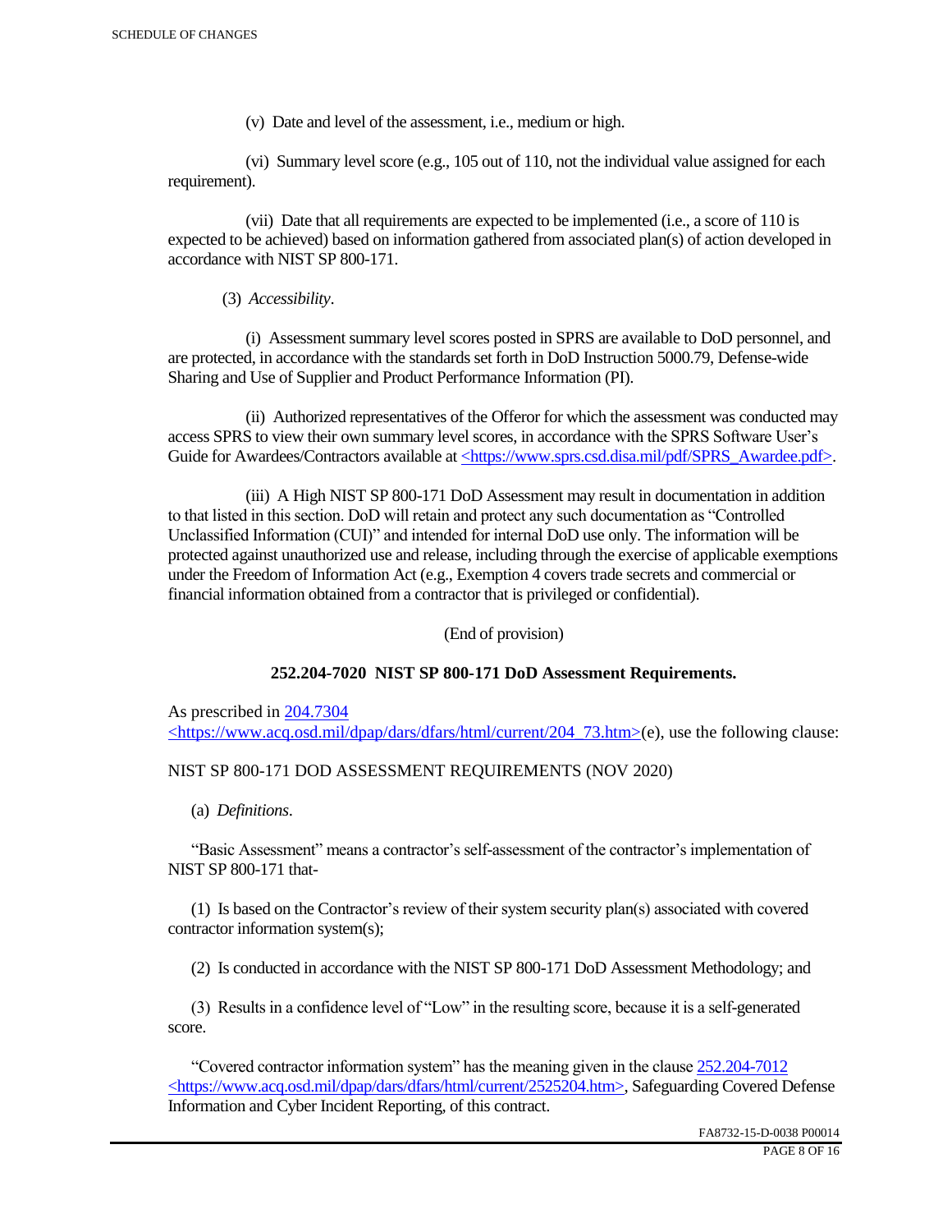(v) Date and level of the assessment, i.e., medium or high.

(vi) Summary level score (e.g., 105 out of 110, not the individual value assigned for each requirement).

(vii) Date that all requirements are expected to be implemented (i.e., a score of 110 is expected to be achieved) based on information gathered from associated plan(s) of action developed in accordance with NIST SP 800-171.

(3) *Accessibility*.

(i) Assessment summary level scores posted in SPRS are available to DoD personnel, and are protected, in accordance with the standards set forth in DoD Instruction 5000.79, Defense-wide Sharing and Use of Supplier and Product Performance Information (PI).

(ii) Authorized representatives of the Offeror for which the assessment was conducted may access SPRS to view their own summary level scores, in accordance with the SPRS Software User's Guide for Awardees/Contractors available at <https://www.sprs.csd.disa.mil/pdf/SPRS_Awardee.pdf>.

(iii) A High NIST SP 800-171 DoD Assessment may result in documentation in addition to that listed in this section. DoD will retain and protect any such documentation as "Controlled Unclassified Information (CUI)" and intended for internal DoD use only. The information will be protected against unauthorized use and release, including through the exercise of applicable exemptions under the Freedom of Information Act (e.g., Exemption 4 covers trade secrets and commercial or financial information obtained from a contractor that is privileged or confidential).

(End of provision)

**252.204-7020 NIST SP 800-171 DoD Assessment Requirements.**

As prescribed in 204.7304 <https://www.acq.osd.mil/dpap/dars/dfars/html/current/204_73.htm>(e), use the following clause:

NIST SP 800-171 DOD ASSESSMENT REQUIREMENTS (NOV 2020)

(a) *Definitions*.

"Basic Assessment" means a contractor's self-assessment of the contractor's implementation of NIST SP 800-171 that-

(1) Is based on the Contractor's review of their system security plan(s) associated with covered contractor information system(s);

(2) Is conducted in accordance with the NIST SP 800-171 DoD Assessment Methodology; and

(3) Results in a confidence level of "Low" in the resulting score, because it is a self-generated score.

"Covered contractor information system" has the meaning given in the clause 252.204-7012 <https://www.acq.osd.mil/dpap/dars/dfars/html/current/2525204.htm>, Safeguarding Covered Defense Information and Cyber Incident Reporting, of this contract.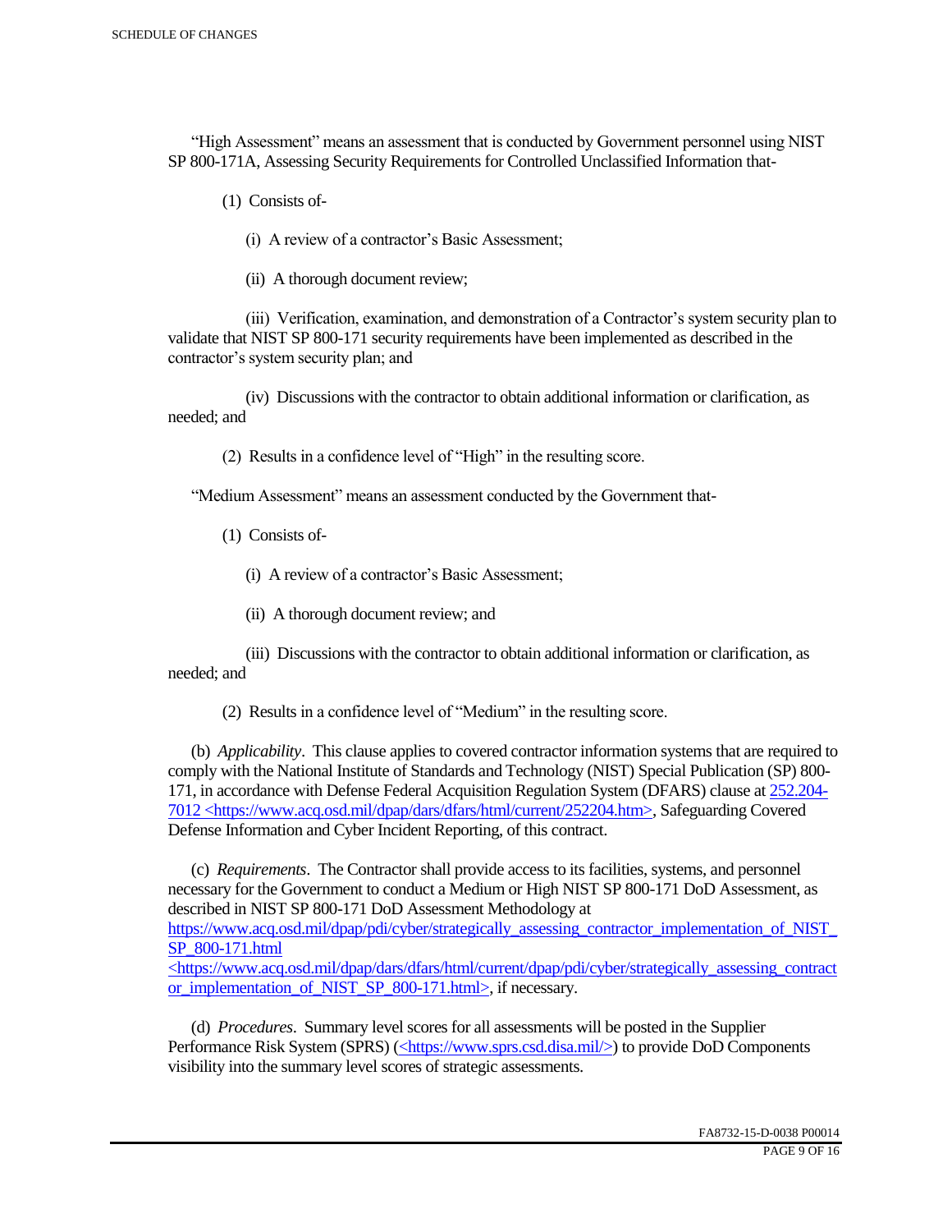"High Assessment" means an assessment that is conducted by Government personnel using NIST SP 800-171A, Assessing Security Requirements for Controlled Unclassified Information that-

(1) Consists of-

(i) A review of a contractor's Basic Assessment;

(ii) A thorough document review;

(iii) Verification, examination, and demonstration of a Contractor's system security plan to validate that NIST SP 800-171 security requirements have been implemented as described in the contractor's system security plan; and

(iv) Discussions with the contractor to obtain additional information or clarification, as needed; and

(2) Results in a confidence level of "High" in the resulting score.

"Medium Assessment" means an assessment conducted by the Government that-

(1) Consists of-

(i) A review of a contractor's Basic Assessment;

(ii) A thorough document review; and

(iii) Discussions with the contractor to obtain additional information or clarification, as needed; and

(2) Results in a confidence level of "Medium" in the resulting score.

(b) *Applicability*. This clause applies to covered contractor information systems that are required to comply with the National Institute of Standards and Technology (NIST) Special Publication (SP) 800-171, in accordance with Defense Federal Acquisition Regulation System (DFARS) clause at 252.204-7012 <https://www.acq.osd.mil/dpap/dars/dfars/html/current/252204.htm>, Safeguarding Covered Defense Information and Cyber Incident Reporting, of this contract.

(c) *Requirements*. The Contractor shall provide access to its facilities, systems, and personnel necessary for the Government to conduct a Medium or High NIST SP 800-171 DoD Assessment, as described in NIST SP 800-171 DoD Assessment Methodology at https://www.acq.osd.mil/dpap/pdi/cyber/strategically_assessing_contractor_implementation_of_NIST_SP_800-171.html <https://www.acq.osd.mil/dpap/dars/dfars/html/current/dpap/pdi/cyber/strategically_assessing_contractor_implementation_of_NIST_SP_800-171.html>, if necessary.

(d) *Procedures*. Summary level scores for all assessments will be posted in the Supplier Performance Risk System (SPRS) (<https://www.sprs.csd.disa.mil/>) to provide DoD Components visibility into the summary level scores of strategic assessments.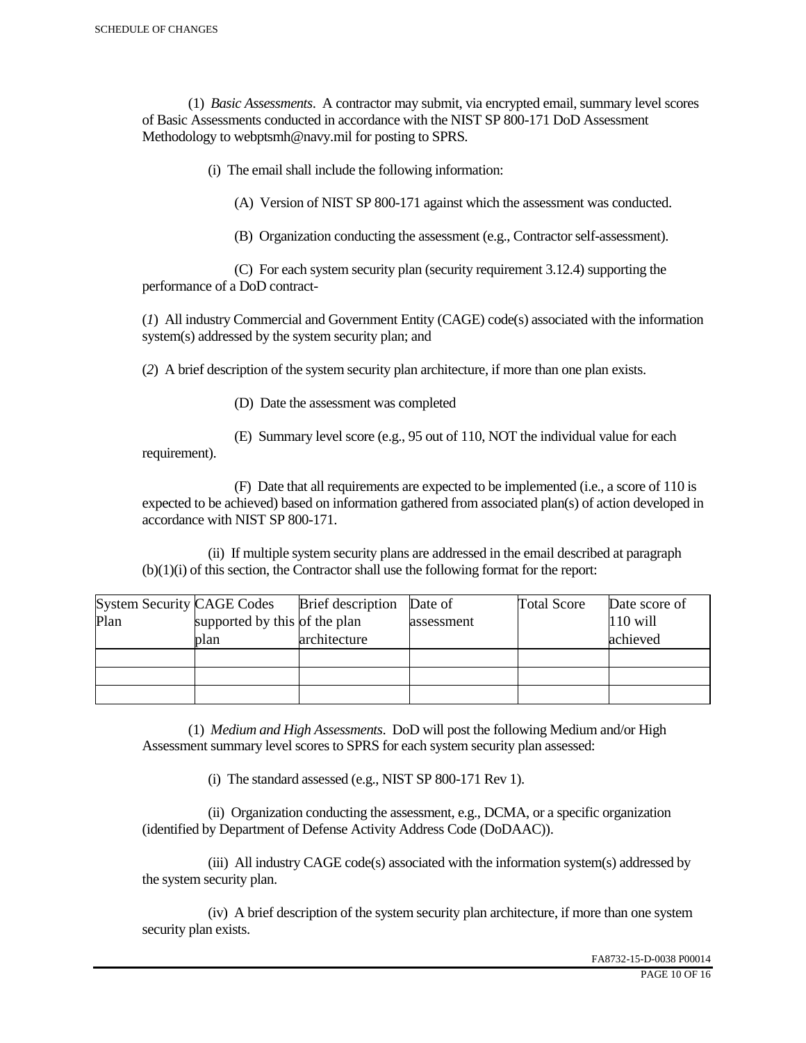(1) *Basic Assessments*. A contractor may submit, via encrypted email, summary level scores of Basic Assessments conducted in accordance with the NIST SP 800-171 DoD Assessment Methodology to webptsmh@navy.mil for posting to SPRS.

(i) The email shall include the following information:

(A) Version of NIST SP 800-171 against which the assessment was conducted.

(B) Organization conducting the assessment (e.g., Contractor self-assessment).

(C) For each system security plan (security requirement 3.12.4) supporting the performance of a DoD contract-

(*1*) All industry Commercial and Government Entity (CAGE) code(s) associated with the information system(s) addressed by the system security plan; and

(*2*) A brief description of the system security plan architecture, if more than one plan exists.

(D) Date the assessment was completed

(E) Summary level score (e.g., 95 out of 110, NOT the individual value for each requirement).

(F) Date that all requirements are expected to be implemented (i.e., a score of 110 is expected to be achieved) based on information gathered from associated plan(s) of action developed in accordance with NIST SP 800-171.

(ii) If multiple system security plans are addressed in the email described at paragraph (b)(1)(i) of this section, the Contractor shall use the following format for the report:

| System Security Plan | CAGE Codes supported by this plan | Brief description of the plan architecture | Date of assessment | Total Score | Date score of 110 will achieved |
|---|---|---|---|---|---|
| | | | | | |
| | | | | | |
| | | | | | |

(1) *Medium and High Assessments*. DoD will post the following Medium and/or High Assessment summary level scores to SPRS for each system security plan assessed:

(i) The standard assessed (e.g., NIST SP 800-171 Rev 1).

(ii) Organization conducting the assessment, e.g., DCMA, or a specific organization (identified by Department of Defense Activity Address Code (DoDAAC)).

(iii) All industry CAGE code(s) associated with the information system(s) addressed by the system security plan.

(iv) A brief description of the system security plan architecture, if more than one system security plan exists.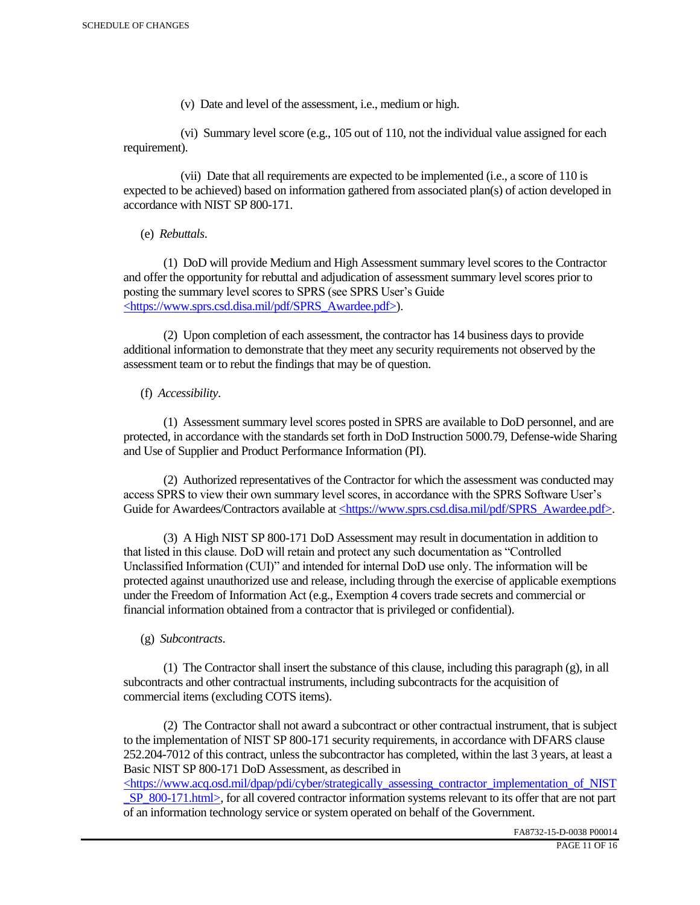(v) Date and level of the assessment, i.e., medium or high.

(vi) Summary level score (e.g., 105 out of 110, not the individual value assigned for each requirement).

(vii) Date that all requirements are expected to be implemented (i.e., a score of 110 is expected to be achieved) based on information gathered from associated plan(s) of action developed in accordance with NIST SP 800-171.

(e) *Rebuttals*.

(1) DoD will provide Medium and High Assessment summary level scores to the Contractor and offer the opportunity for rebuttal and adjudication of assessment summary level scores prior to posting the summary level scores to SPRS (see SPRS User's Guide <https://www.sprs.csd.disa.mil/pdf/SPRS_Awardee.pdf>).

(2) Upon completion of each assessment, the contractor has 14 business days to provide additional information to demonstrate that they meet any security requirements not observed by the assessment team or to rebut the findings that may be of question.

(f) *Accessibility*.

(1) Assessment summary level scores posted in SPRS are available to DoD personnel, and are protected, in accordance with the standards set forth in DoD Instruction 5000.79, Defense-wide Sharing and Use of Supplier and Product Performance Information (PI).

(2) Authorized representatives of the Contractor for which the assessment was conducted may access SPRS to view their own summary level scores, in accordance with the SPRS Software User's Guide for Awardees/Contractors available at <https://www.sprs.csd.disa.mil/pdf/SPRS_Awardee.pdf>.

(3) A High NIST SP 800-171 DoD Assessment may result in documentation in addition to that listed in this clause. DoD will retain and protect any such documentation as "Controlled Unclassified Information (CUI)" and intended for internal DoD use only. The information will be protected against unauthorized use and release, including through the exercise of applicable exemptions under the Freedom of Information Act (e.g., Exemption 4 covers trade secrets and commercial or financial information obtained from a contractor that is privileged or confidential).

(g) *Subcontracts*.

(1) The Contractor shall insert the substance of this clause, including this paragraph (g), in all subcontracts and other contractual instruments, including subcontracts for the acquisition of commercial items (excluding COTS items).

(2) The Contractor shall not award a subcontract or other contractual instrument, that is subject to the implementation of NIST SP 800-171 security requirements, in accordance with DFARS clause 252.204-7012 of this contract, unless the subcontractor has completed, within the last 3 years, at least a Basic NIST SP 800-171 DoD Assessment, as described in <https://www.acq.osd.mil/dpap/pdi/cyber/strategically_assessing_contractor_implementation_of_NIST_SP_800-171.html>, for all covered contractor information systems relevant to its offer that are not part of an information technology service or system operated on behalf of the Government.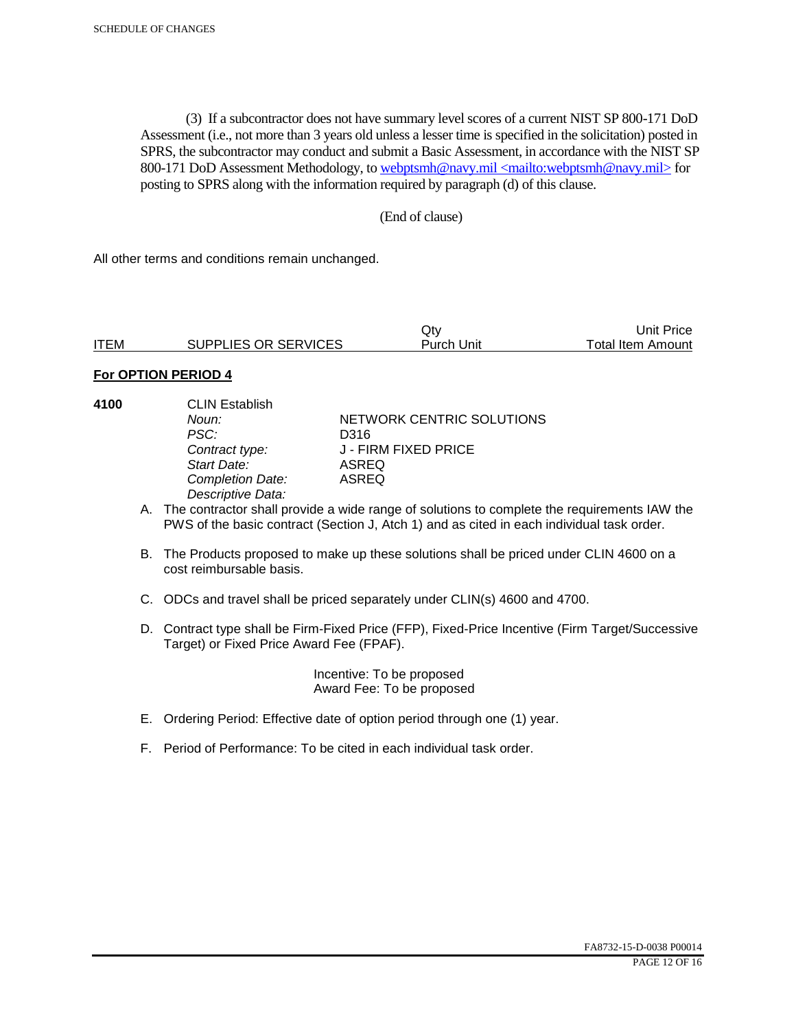(3) If a subcontractor does not have summary level scores of a current NIST SP 800-171 DoD Assessment (i.e., not more than 3 years old unless a lesser time is specified in the solicitation) posted in SPRS, the subcontractor may conduct and submit a Basic Assessment, in accordance with the NIST SP 800-171 DoD Assessment Methodology, to webptsmh@navy.mil <mailto:webptsmh@navy.mil> for posting to SPRS along with the information required by paragraph (d) of this clause.

(End of clause)

All other terms and conditions remain unchanged.

| ITEM | SUPPLIES OR SERVICES | Qty Purch Unit | Unit Price Total Item Amount |
|---|---|---|---|

**For OPTION PERIOD 4**

**4100** CLIN Establish

| | |
|---|---|
| *Noun:* | NETWORK CENTRIC SOLUTIONS |
| *PSC:* | D316 |
| *Contract type:* | J - FIRM FIXED PRICE |
| *Start Date:* | ASREQ |
| *Completion Date:* | ASREQ |
| *Descriptive Data:* | |

A. The contractor shall provide a wide range of solutions to complete the requirements IAW the PWS of the basic contract (Section J, Atch 1) and as cited in each individual task order.

B. The Products proposed to make up these solutions shall be priced under CLIN 4600 on a cost reimbursable basis.

C. ODCs and travel shall be priced separately under CLIN(s) 4600 and 4700.

D. Contract type shall be Firm-Fixed Price (FFP), Fixed-Price Incentive (Firm Target/Successive Target) or Fixed Price Award Fee (FPAF).

Incentive: To be proposed
Award Fee: To be proposed

E. Ordering Period: Effective date of option period through one (1) year.

F. Period of Performance: To be cited in each individual task order.

FA8732-15-D-0038 P00014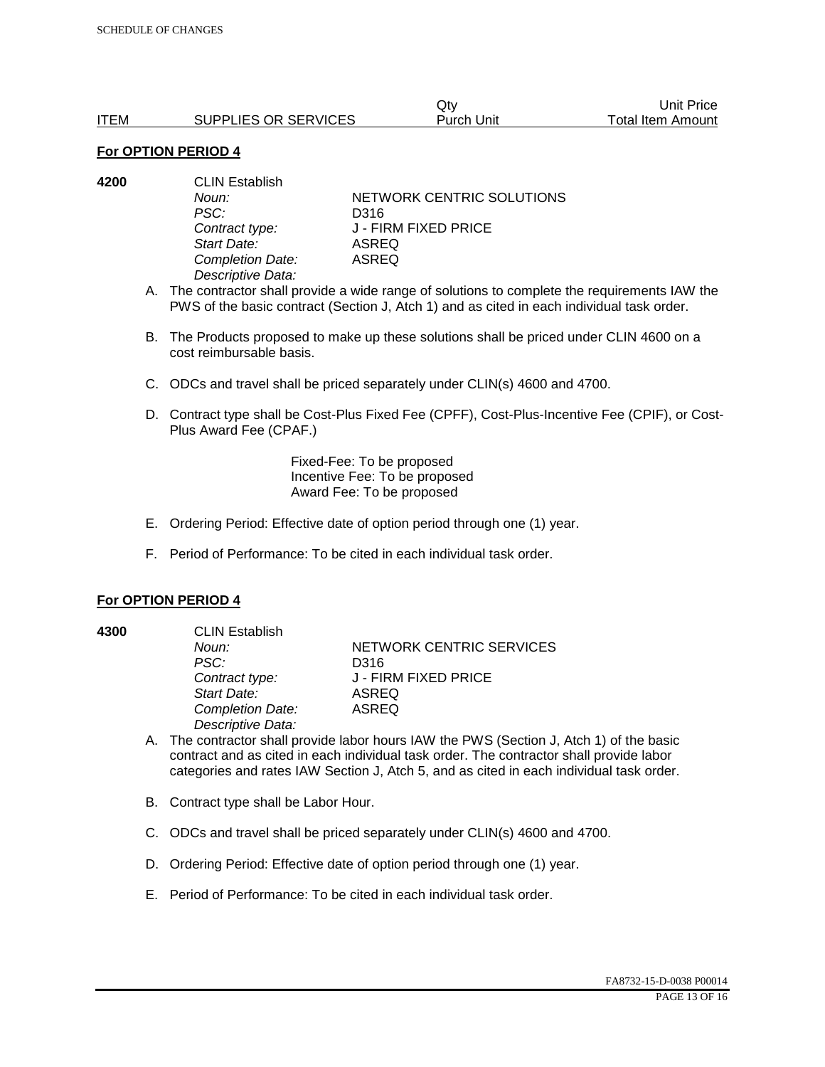| ITEM | SUPPLIES OR SERVICES | Qty<br>Purch Unit | Unit Price<br>Total Item Amount |
|---|---|---|---|

**For OPTION PERIOD 4**

**4200** CLIN Establish

*Noun:* NETWORK CENTRIC SOLUTIONS
*PSC:* D316
*Contract type:* J - FIRM FIXED PRICE
*Start Date:* ASREQ
*Completion Date:* ASREQ
*Descriptive Data:*

A. The contractor shall provide a wide range of solutions to complete the requirements IAW the PWS of the basic contract (Section J, Atch 1) and as cited in each individual task order.

B. The Products proposed to make up these solutions shall be priced under CLIN 4600 on a cost reimbursable basis.

C. ODCs and travel shall be priced separately under CLIN(s) 4600 and 4700.

D. Contract type shall be Cost-Plus Fixed Fee (CPFF), Cost-Plus-Incentive Fee (CPIF), or Cost-Plus Award Fee (CPAF.)

Fixed-Fee: To be proposed
Incentive Fee: To be proposed
Award Fee: To be proposed

E. Ordering Period: Effective date of option period through one (1) year.

F. Period of Performance: To be cited in each individual task order.

**For OPTION PERIOD 4**

**4300** CLIN Establish

*Noun:* NETWORK CENTRIC SERVICES
*PSC:* D316
*Contract type:* J - FIRM FIXED PRICE
*Start Date:* ASREQ
*Completion Date:* ASREQ
*Descriptive Data:*

A. The contractor shall provide labor hours IAW the PWS (Section J, Atch 1) of the basic contract and as cited in each individual task order. The contractor shall provide labor categories and rates IAW Section J, Atch 5, and as cited in each individual task order.

B. Contract type shall be Labor Hour.

C. ODCs and travel shall be priced separately under CLIN(s) 4600 and 4700.

D. Ordering Period: Effective date of option period through one (1) year.

E. Period of Performance: To be cited in each individual task order.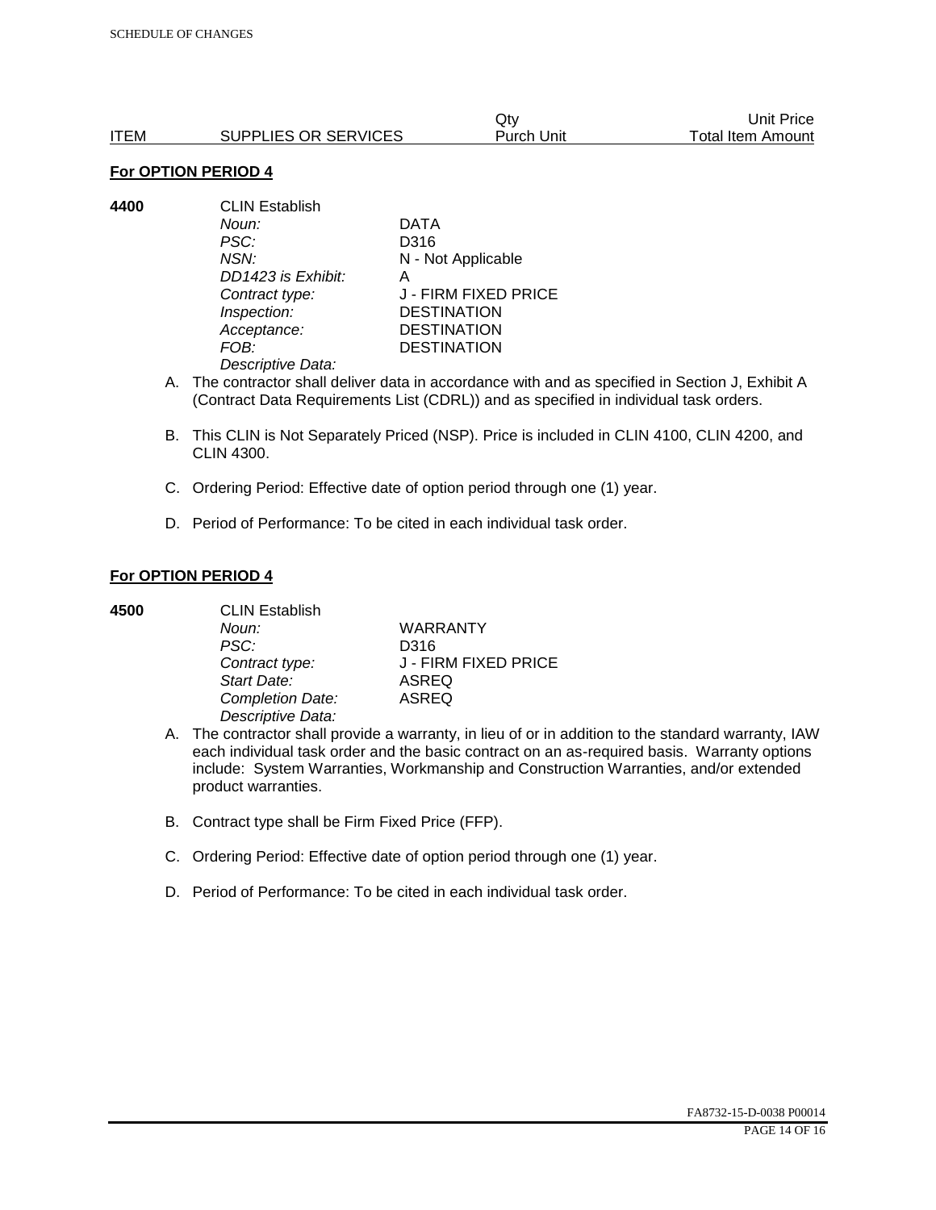| ITEM | SUPPLIES OR SERVICES | Qty Purch Unit | Unit Price Total Item Amount |
|---|---|---|---|

**For OPTION PERIOD 4**

**4400** CLIN Establish

| | |
|---|---|
| *Noun:* | DATA |
| *PSC:* | D316 |
| *NSN:* | N - Not Applicable |
| *DD1423 is Exhibit:* | A |
| *Contract type:* | J - FIRM FIXED PRICE |
| *Inspection:* | DESTINATION |
| *Acceptance:* | DESTINATION |
| *FOB:* | DESTINATION |

*Descriptive Data:*

A. The contractor shall deliver data in accordance with and as specified in Section J, Exhibit A (Contract Data Requirements List (CDRL)) and as specified in individual task orders.

B. This CLIN is Not Separately Priced (NSP). Price is included in CLIN 4100, CLIN 4200, and CLIN 4300.

C. Ordering Period: Effective date of option period through one (1) year.

D. Period of Performance: To be cited in each individual task order.

**For OPTION PERIOD 4**

**4500** CLIN Establish

| | |
|---|---|
| *Noun:* | WARRANTY |
| *PSC:* | D316 |
| *Contract type:* | J - FIRM FIXED PRICE |
| *Start Date:* | ASREQ |
| *Completion Date:* | ASREQ |

*Descriptive Data:*

A. The contractor shall provide a warranty, in lieu of or in addition to the standard warranty, IAW each individual task order and the basic contract on an as-required basis. Warranty options include: System Warranties, Workmanship and Construction Warranties, and/or extended product warranties.

B. Contract type shall be Firm Fixed Price (FFP).

C. Ordering Period: Effective date of option period through one (1) year.

D. Period of Performance: To be cited in each individual task order.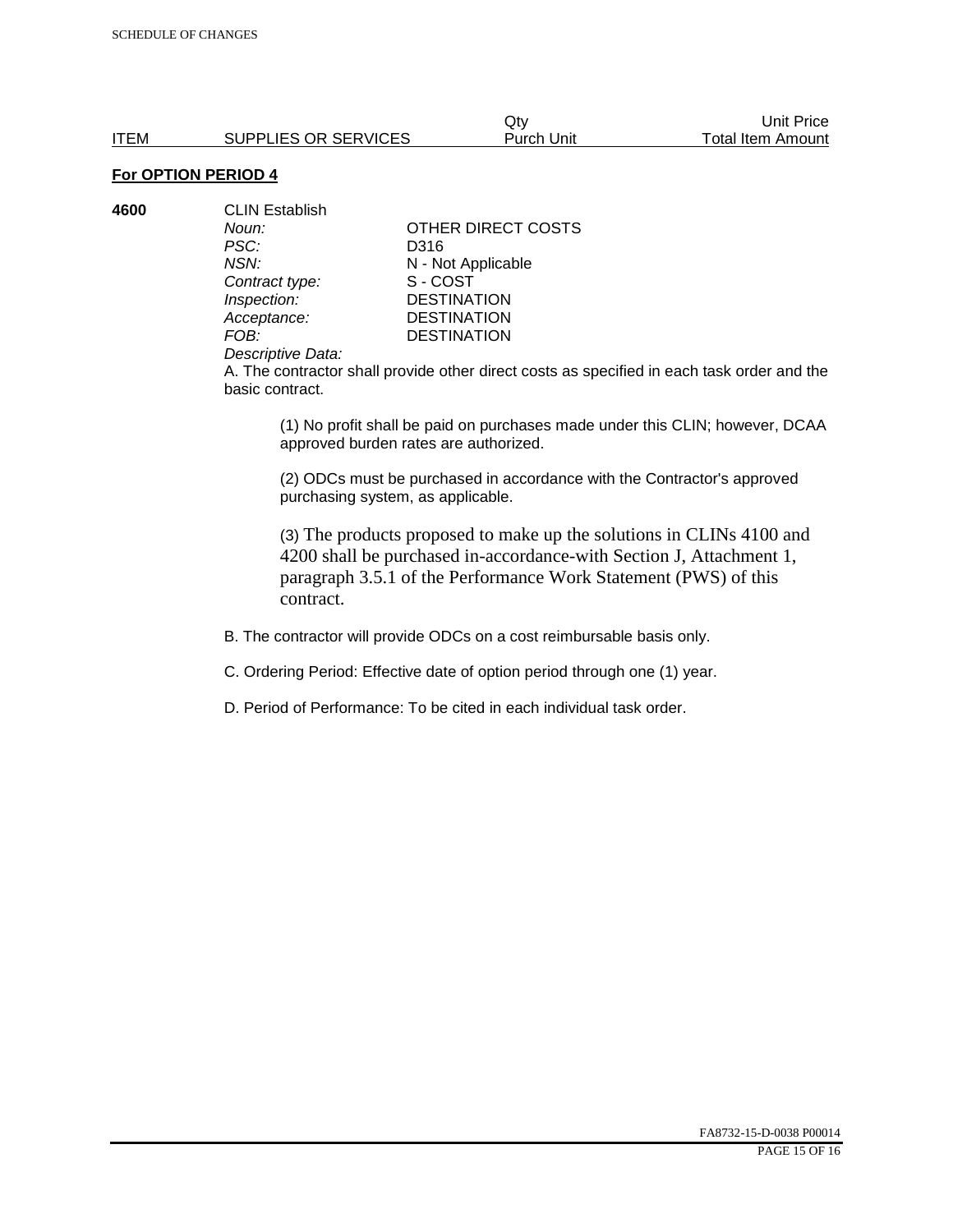| ITEM | SUPPLIES OR SERVICES | Qty Purch Unit | Unit Price Total Item Amount |
|---|---|---|---|

**For OPTION PERIOD 4**

**4600** CLIN Establish

| | |
|---|---|
| *Noun:* | OTHER DIRECT COSTS |
| *PSC:* | D316 |
| *NSN:* | N - Not Applicable |
| *Contract type:* | S - COST |
| *Inspection:* | DESTINATION |
| *Acceptance:* | DESTINATION |
| *FOB:* | DESTINATION |

*Descriptive Data:*

A. The contractor shall provide other direct costs as specified in each task order and the basic contract.

(1) No profit shall be paid on purchases made under this CLIN; however, DCAA approved burden rates are authorized.

(2) ODCs must be purchased in accordance with the Contractor's approved purchasing system, as applicable.

(3) The products proposed to make up the solutions in CLINs 4100 and 4200 shall be purchased in-accordance-with Section J, Attachment 1, paragraph 3.5.1 of the Performance Work Statement (PWS) of this contract.

B. The contractor will provide ODCs on a cost reimbursable basis only.

C. Ordering Period: Effective date of option period through one (1) year.

D. Period of Performance: To be cited in each individual task order.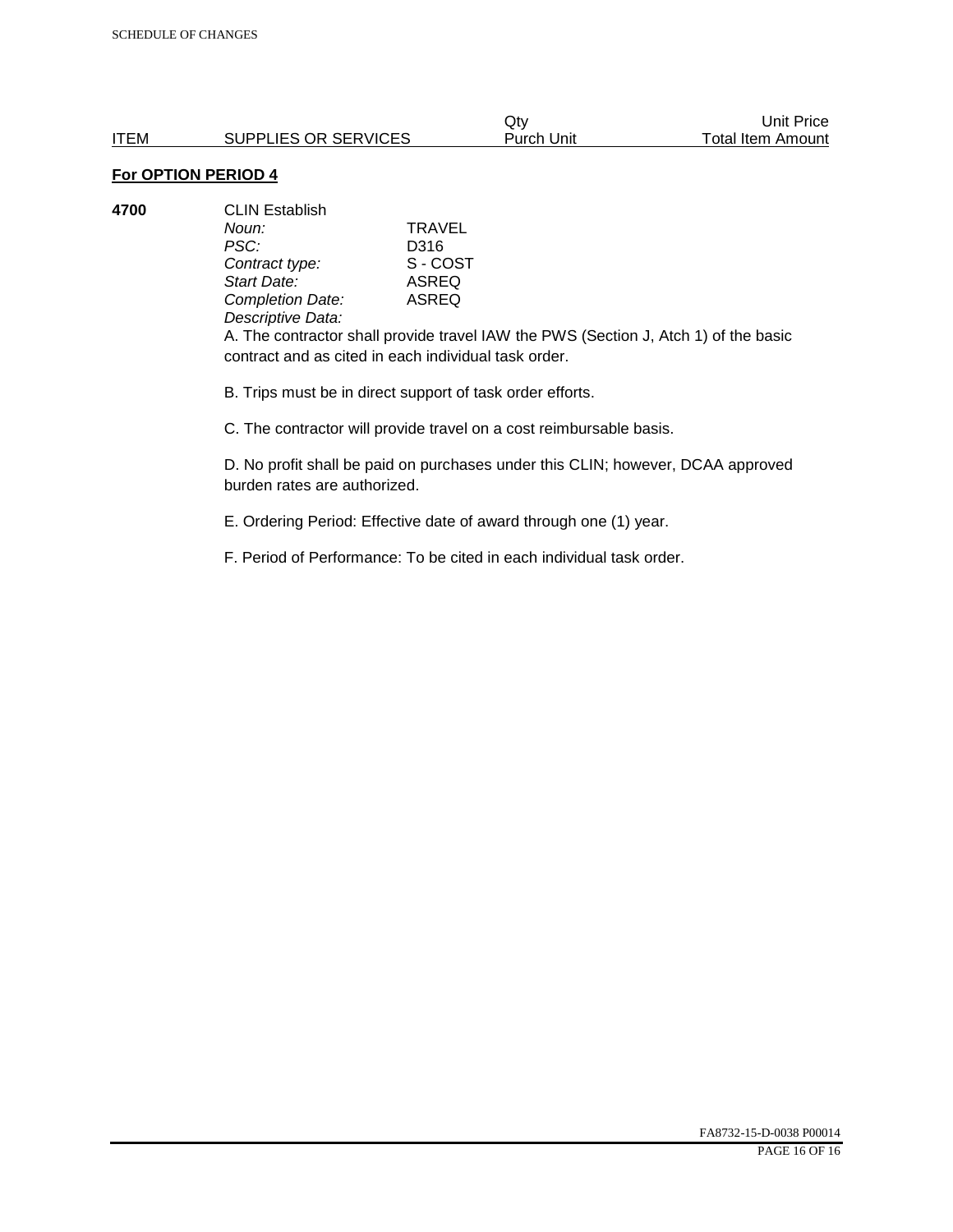| ITEM | SUPPLIES OR SERVICES | Qty<br>Purch Unit | Unit Price<br>Total Item Amount |
| --- | --- | --- | --- |

**For OPTION PERIOD 4**

**4700** CLIN Establish

*Noun:* TRAVEL
*PSC:* D316
*Contract type:* S - COST
*Start Date:* ASREQ
*Completion Date:* ASREQ
*Descriptive Data:*

A. The contractor shall provide travel IAW the PWS (Section J, Atch 1) of the basic contract and as cited in each individual task order.

B. Trips must be in direct support of task order efforts.

C. The contractor will provide travel on a cost reimbursable basis.

D. No profit shall be paid on purchases under this CLIN; however, DCAA approved burden rates are authorized.

E. Ordering Period: Effective date of award through one (1) year.

F. Period of Performance: To be cited in each individual task order.